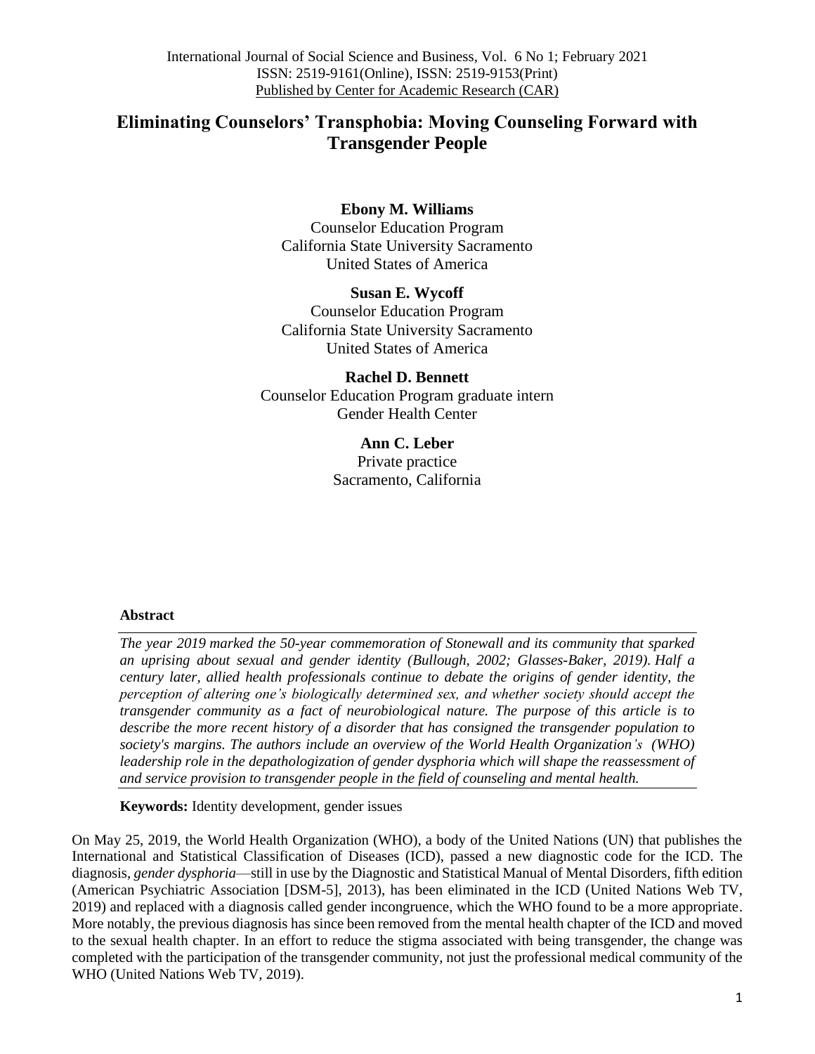# Eliminating Counselors' Transphobia: Moving Counseling Forward with Transgender People

**Ebony M. Williams**
Counselor Education Program
California State University Sacramento
United States of America

**Susan E. Wycoff**
Counselor Education Program
California State University Sacramento
United States of America

**Rachel D. Bennett**
Counselor Education Program graduate intern
Gender Health Center

**Ann C. Leber**
Private practice
Sacramento, California

## Abstract

*The year 2019 marked the 50-year commemoration of Stonewall and its community that sparked an uprising about sexual and gender identity (Bullough, 2002; Glasses-Baker, 2019). Half a century later, allied health professionals continue to debate the origins of gender identity, the perception of altering one's biologically determined sex, and whether society should accept the transgender community as a fact of neurobiological nature. The purpose of this article is to describe the more recent history of a disorder that has consigned the transgender population to society's margins. The authors include an overview of the World Health Organization's (WHO) leadership role in the depathologization of gender dysphoria which will shape the reassessment of and service provision to transgender people in the field of counseling and mental health.*

**Keywords:** Identity development, gender issues

On May 25, 2019, the World Health Organization (WHO), a body of the United Nations (UN) that publishes the International and Statistical Classification of Diseases (ICD), passed a new diagnostic code for the ICD. The diagnosis, *gender dysphoria*—still in use by the Diagnostic and Statistical Manual of Mental Disorders, fifth edition (American Psychiatric Association [DSM-5], 2013), has been eliminated in the ICD (United Nations Web TV, 2019) and replaced with a diagnosis called gender incongruence, which the WHO found to be a more appropriate. More notably, the previous diagnosis has since been removed from the mental health chapter of the ICD and moved to the sexual health chapter. In an effort to reduce the stigma associated with being transgender, the change was completed with the participation of the transgender community, not just the professional medical community of the WHO (United Nations Web TV, 2019).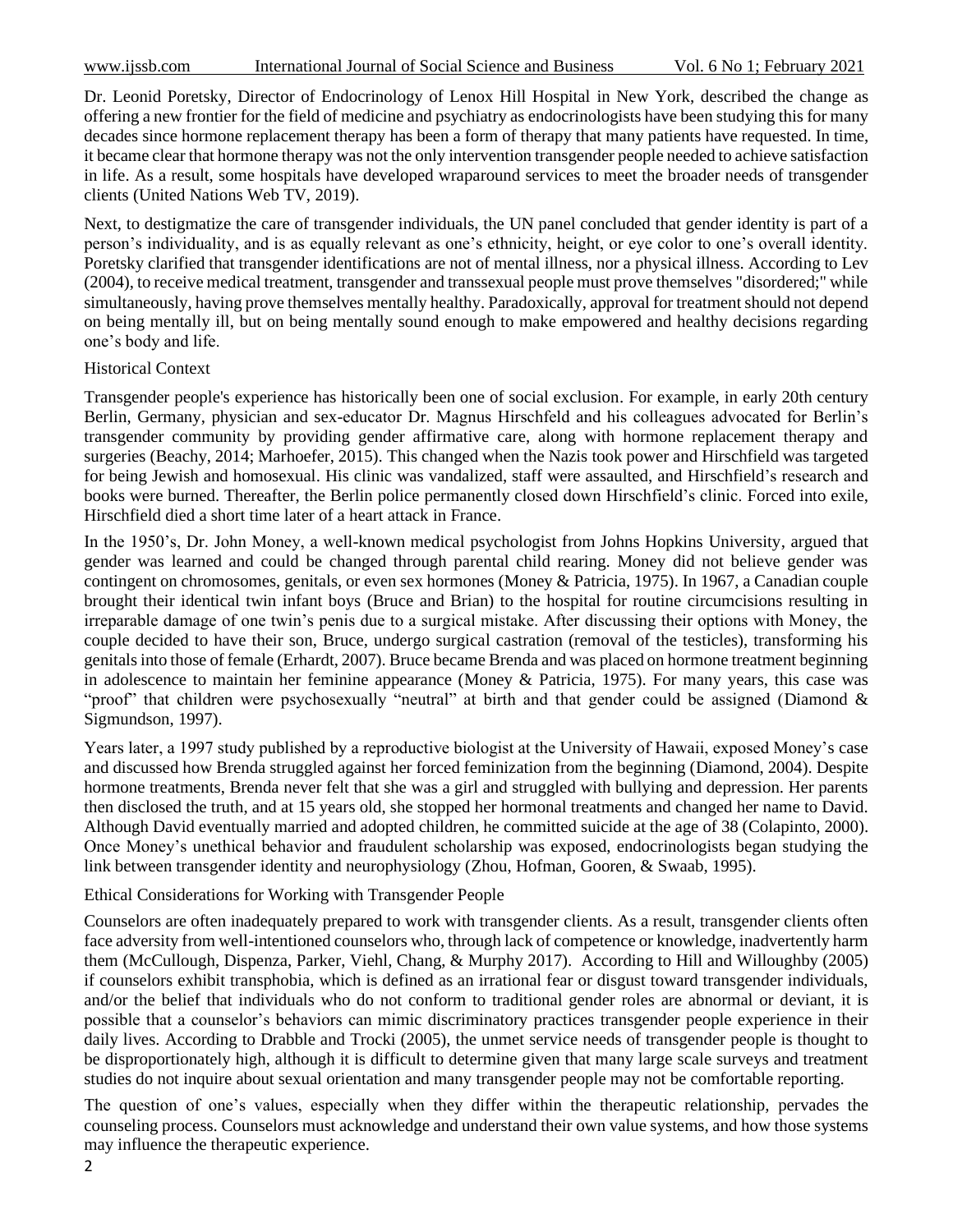Dr. Leonid Poretsky, Director of Endocrinology of Lenox Hill Hospital in New York, described the change as offering a new frontier for the field of medicine and psychiatry as endocrinologists have been studying this for many decades since hormone replacement therapy has been a form of therapy that many patients have requested. In time, it became clear that hormone therapy was not the only intervention transgender people needed to achieve satisfaction in life. As a result, some hospitals have developed wraparound services to meet the broader needs of transgender clients (United Nations Web TV, 2019).

Next, to destigmatize the care of transgender individuals, the UN panel concluded that gender identity is part of a person's individuality, and is as equally relevant as one's ethnicity, height, or eye color to one's overall identity. Poretsky clarified that transgender identifications are not of mental illness, nor a physical illness. According to Lev (2004), to receive medical treatment, transgender and transsexual people must prove themselves "disordered;" while simultaneously, having prove themselves mentally healthy. Paradoxically, approval for treatment should not depend on being mentally ill, but on being mentally sound enough to make empowered and healthy decisions regarding one's body and life.

## Historical Context

Transgender people's experience has historically been one of social exclusion. For example, in early 20th century Berlin, Germany, physician and sex-educator Dr. Magnus Hirschfeld and his colleagues advocated for Berlin's transgender community by providing gender affirmative care, along with hormone replacement therapy and surgeries (Beachy, 2014; Marhoefer, 2015). This changed when the Nazis took power and Hirschfield was targeted for being Jewish and homosexual. His clinic was vandalized, staff were assaulted, and Hirschfield's research and books were burned. Thereafter, the Berlin police permanently closed down Hirschfield's clinic. Forced into exile, Hirschfield died a short time later of a heart attack in France.

In the 1950's, Dr. John Money, a well-known medical psychologist from Johns Hopkins University, argued that gender was learned and could be changed through parental child rearing. Money did not believe gender was contingent on chromosomes, genitals, or even sex hormones (Money & Patricia, 1975). In 1967, a Canadian couple brought their identical twin infant boys (Bruce and Brian) to the hospital for routine circumcisions resulting in irreparable damage of one twin's penis due to a surgical mistake. After discussing their options with Money, the couple decided to have their son, Bruce, undergo surgical castration (removal of the testicles), transforming his genitals into those of female (Erhardt, 2007). Bruce became Brenda and was placed on hormone treatment beginning in adolescence to maintain her feminine appearance (Money & Patricia, 1975). For many years, this case was "proof" that children were psychosexually "neutral" at birth and that gender could be assigned (Diamond & Sigmundson, 1997).

Years later, a 1997 study published by a reproductive biologist at the University of Hawaii, exposed Money's case and discussed how Brenda struggled against her forced feminization from the beginning (Diamond, 2004). Despite hormone treatments, Brenda never felt that she was a girl and struggled with bullying and depression. Her parents then disclosed the truth, and at 15 years old, she stopped her hormonal treatments and changed her name to David. Although David eventually married and adopted children, he committed suicide at the age of 38 (Colapinto, 2000). Once Money's unethical behavior and fraudulent scholarship was exposed, endocrinologists began studying the link between transgender identity and neurophysiology (Zhou, Hofman, Gooren, & Swaab, 1995).

## Ethical Considerations for Working with Transgender People

Counselors are often inadequately prepared to work with transgender clients. As a result, transgender clients often face adversity from well-intentioned counselors who, through lack of competence or knowledge, inadvertently harm them (McCullough, Dispenza, Parker, Viehl, Chang, & Murphy 2017). According to Hill and Willoughby (2005) if counselors exhibit transphobia, which is defined as an irrational fear or disgust toward transgender individuals, and/or the belief that individuals who do not conform to traditional gender roles are abnormal or deviant, it is possible that a counselor's behaviors can mimic discriminatory practices transgender people experience in their daily lives. According to Drabble and Trocki (2005), the unmet service needs of transgender people is thought to be disproportionately high, although it is difficult to determine given that many large scale surveys and treatment studies do not inquire about sexual orientation and many transgender people may not be comfortable reporting.

The question of one's values, especially when they differ within the therapeutic relationship, pervades the counseling process. Counselors must acknowledge and understand their own value systems, and how those systems may influence the therapeutic experience.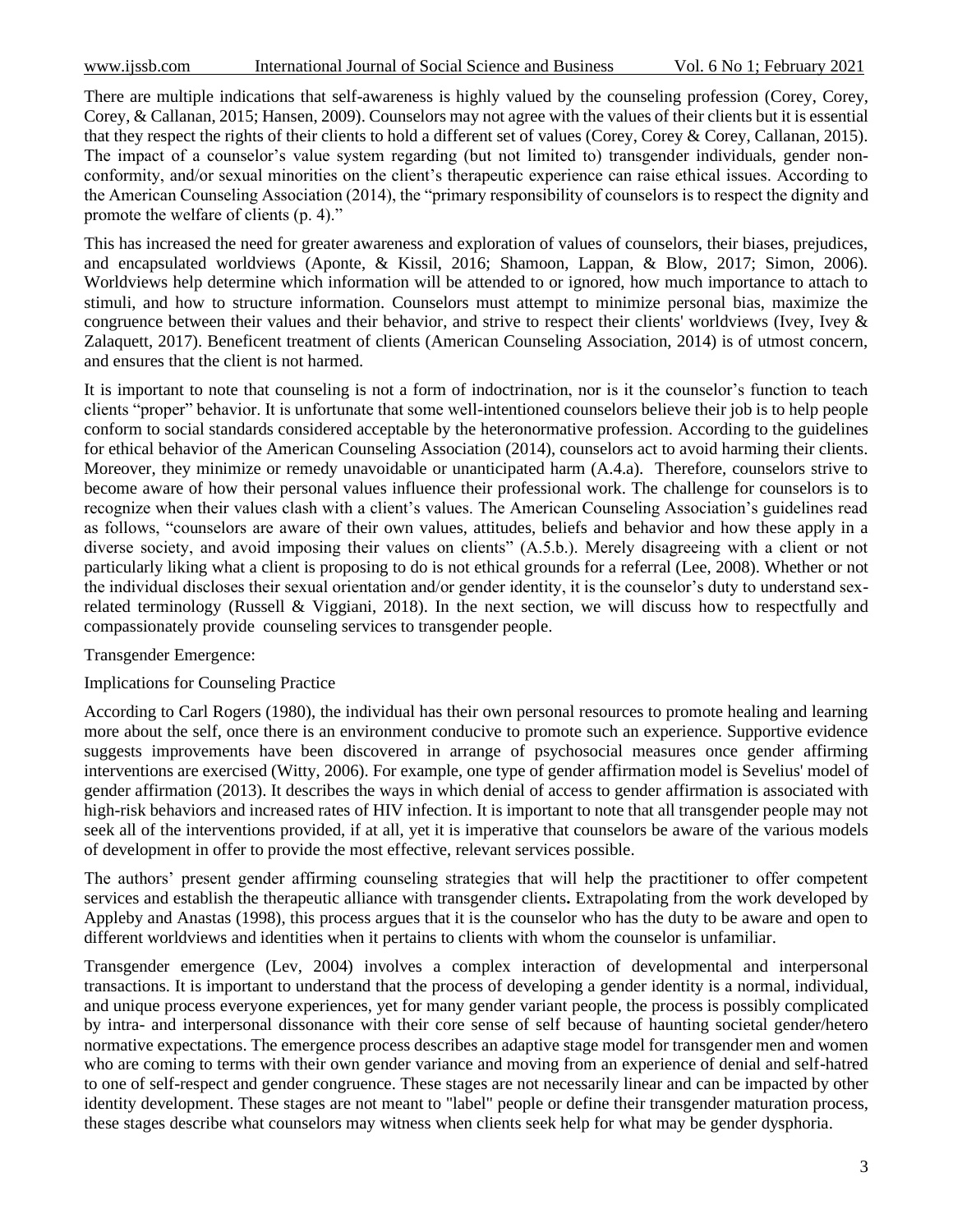There are multiple indications that self-awareness is highly valued by the counseling profession (Corey, Corey, Corey, & Callanan, 2015; Hansen, 2009). Counselors may not agree with the values of their clients but it is essential that they respect the rights of their clients to hold a different set of values (Corey, Corey & Corey, Callanan, 2015). The impact of a counselor's value system regarding (but not limited to) transgender individuals, gender non-conformity, and/or sexual minorities on the client's therapeutic experience can raise ethical issues. According to the American Counseling Association (2014), the "primary responsibility of counselors is to respect the dignity and promote the welfare of clients (p. 4)."

This has increased the need for greater awareness and exploration of values of counselors, their biases, prejudices, and encapsulated worldviews (Aponte, & Kissil, 2016; Shamoon, Lappan, & Blow, 2017; Simon, 2006). Worldviews help determine which information will be attended to or ignored, how much importance to attach to stimuli, and how to structure information. Counselors must attempt to minimize personal bias, maximize the congruence between their values and their behavior, and strive to respect their clients' worldviews (Ivey, Ivey & Zalaquett, 2017). Beneficent treatment of clients (American Counseling Association, 2014) is of utmost concern, and ensures that the client is not harmed.

It is important to note that counseling is not a form of indoctrination, nor is it the counselor's function to teach clients "proper" behavior. It is unfortunate that some well-intentioned counselors believe their job is to help people conform to social standards considered acceptable by the heteronormative profession. According to the guidelines for ethical behavior of the American Counseling Association (2014), counselors act to avoid harming their clients. Moreover, they minimize or remedy unavoidable or unanticipated harm (A.4.a). Therefore, counselors strive to become aware of how their personal values influence their professional work. The challenge for counselors is to recognize when their values clash with a client's values. The American Counseling Association's guidelines read as follows, "counselors are aware of their own values, attitudes, beliefs and behavior and how these apply in a diverse society, and avoid imposing their values on clients" (A.5.b.). Merely disagreeing with a client or not particularly liking what a client is proposing to do is not ethical grounds for a referral (Lee, 2008). Whether or not the individual discloses their sexual orientation and/or gender identity, it is the counselor's duty to understand sex-related terminology (Russell & Viggiani, 2018). In the next section, we will discuss how to respectfully and compassionately provide counseling services to transgender people.

## Transgender Emergence:

## Implications for Counseling Practice

According to Carl Rogers (1980), the individual has their own personal resources to promote healing and learning more about the self, once there is an environment conducive to promote such an experience. Supportive evidence suggests improvements have been discovered in arrange of psychosocial measures once gender affirming interventions are exercised (Witty, 2006). For example, one type of gender affirmation model is Sevelius' model of gender affirmation (2013). It describes the ways in which denial of access to gender affirmation is associated with high-risk behaviors and increased rates of HIV infection. It is important to note that all transgender people may not seek all of the interventions provided, if at all, yet it is imperative that counselors be aware of the various models of development in offer to provide the most effective, relevant services possible.

The authors' present gender affirming counseling strategies that will help the practitioner to offer competent services and establish the therapeutic alliance with transgender clients**.** Extrapolating from the work developed by Appleby and Anastas (1998), this process argues that it is the counselor who has the duty to be aware and open to different worldviews and identities when it pertains to clients with whom the counselor is unfamiliar.

Transgender emergence (Lev, 2004) involves a complex interaction of developmental and interpersonal transactions. It is important to understand that the process of developing a gender identity is a normal, individual, and unique process everyone experiences, yet for many gender variant people, the process is possibly complicated by intra- and interpersonal dissonance with their core sense of self because of haunting societal gender/hetero normative expectations. The emergence process describes an adaptive stage model for transgender men and women who are coming to terms with their own gender variance and moving from an experience of denial and self-hatred to one of self-respect and gender congruence. These stages are not necessarily linear and can be impacted by other identity development. These stages are not meant to "label" people or define their transgender maturation process, these stages describe what counselors may witness when clients seek help for what may be gender dysphoria.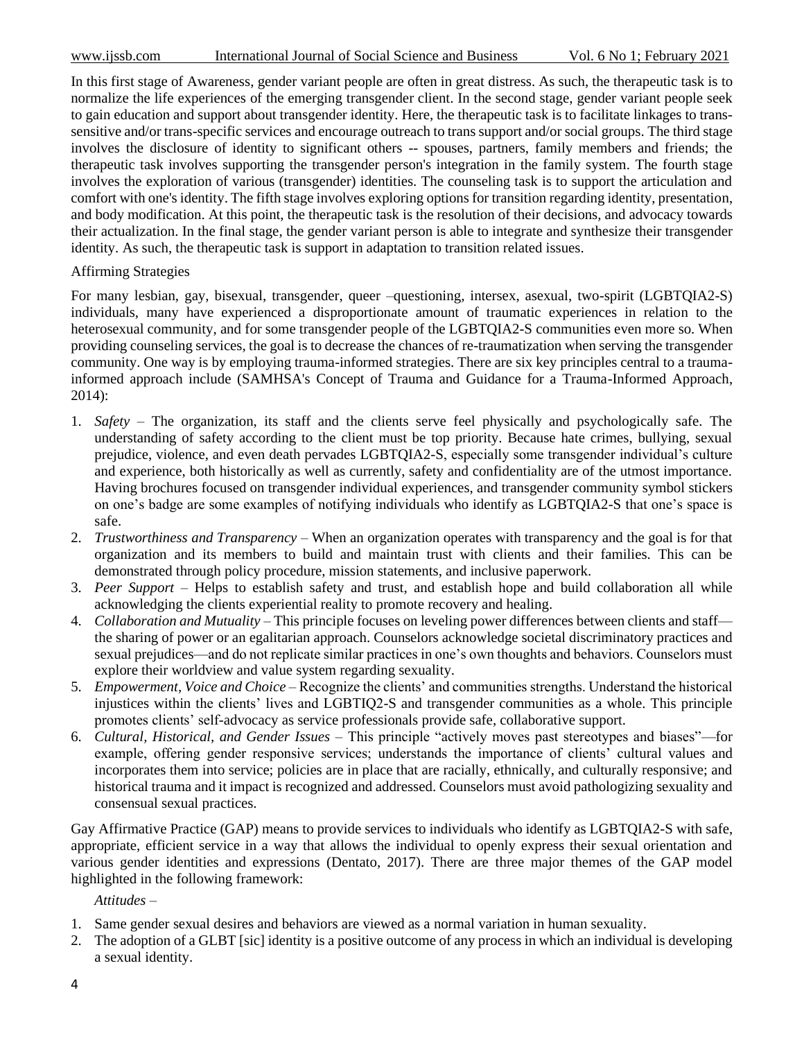In this first stage of Awareness, gender variant people are often in great distress. As such, the therapeutic task is to normalize the life experiences of the emerging transgender client. In the second stage, gender variant people seek to gain education and support about transgender identity. Here, the therapeutic task is to facilitate linkages to trans-sensitive and/or trans-specific services and encourage outreach to trans support and/or social groups. The third stage involves the disclosure of identity to significant others -- spouses, partners, family members and friends; the therapeutic task involves supporting the transgender person's integration in the family system. The fourth stage involves the exploration of various (transgender) identities. The counseling task is to support the articulation and comfort with one's identity. The fifth stage involves exploring options for transition regarding identity, presentation, and body modification. At this point, the therapeutic task is the resolution of their decisions, and advocacy towards their actualization. In the final stage, the gender variant person is able to integrate and synthesize their transgender identity. As such, the therapeutic task is support in adaptation to transition related issues.

## Affirming Strategies

For many lesbian, gay, bisexual, transgender, queer –questioning, intersex, asexual, two-spirit (LGBTQIA2-S) individuals, many have experienced a disproportionate amount of traumatic experiences in relation to the heterosexual community, and for some transgender people of the LGBTQIA2-S communities even more so. When providing counseling services, the goal is to decrease the chances of re-traumatization when serving the transgender community. One way is by employing trauma-informed strategies. There are six key principles central to a trauma-informed approach include (SAMHSA's Concept of Trauma and Guidance for a Trauma-Informed Approach, 2014):

1. *Safety* – The organization, its staff and the clients serve feel physically and psychologically safe. The understanding of safety according to the client must be top priority. Because hate crimes, bullying, sexual prejudice, violence, and even death pervades LGBTQIA2-S, especially some transgender individual's culture and experience, both historically as well as currently, safety and confidentiality are of the utmost importance. Having brochures focused on transgender individual experiences, and transgender community symbol stickers on one's badge are some examples of notifying individuals who identify as LGBTQIA2-S that one's space is safe.
2. *Trustworthiness and Transparency* – When an organization operates with transparency and the goal is for that organization and its members to build and maintain trust with clients and their families. This can be demonstrated through policy procedure, mission statements, and inclusive paperwork.
3. *Peer Support* – Helps to establish safety and trust, and establish hope and build collaboration all while acknowledging the clients experiential reality to promote recovery and healing.
4. *Collaboration and Mutuality* – This principle focuses on leveling power differences between clients and staff—the sharing of power or an egalitarian approach. Counselors acknowledge societal discriminatory practices and sexual prejudices—and do not replicate similar practices in one's own thoughts and behaviors. Counselors must explore their worldview and value system regarding sexuality.
5. *Empowerment, Voice and Choice* – Recognize the clients' and communities strengths. Understand the historical injustices within the clients' lives and LGBTIQ2-S and transgender communities as a whole. This principle promotes clients' self-advocacy as service professionals provide safe, collaborative support.
6. *Cultural, Historical, and Gender Issues* – This principle "actively moves past stereotypes and biases"—for example, offering gender responsive services; understands the importance of clients' cultural values and incorporates them into service; policies are in place that are racially, ethnically, and culturally responsive; and historical trauma and it impact is recognized and addressed. Counselors must avoid pathologizing sexuality and consensual sexual practices.

Gay Affirmative Practice (GAP) means to provide services to individuals who identify as LGBTQIA2-S with safe, appropriate, efficient service in a way that allows the individual to openly express their sexual orientation and various gender identities and expressions (Dentato, 2017). There are three major themes of the GAP model highlighted in the following framework:

*Attitudes* –

1. Same gender sexual desires and behaviors are viewed as a normal variation in human sexuality.
2. The adoption of a GLBT [sic] identity is a positive outcome of any process in which an individual is developing a sexual identity.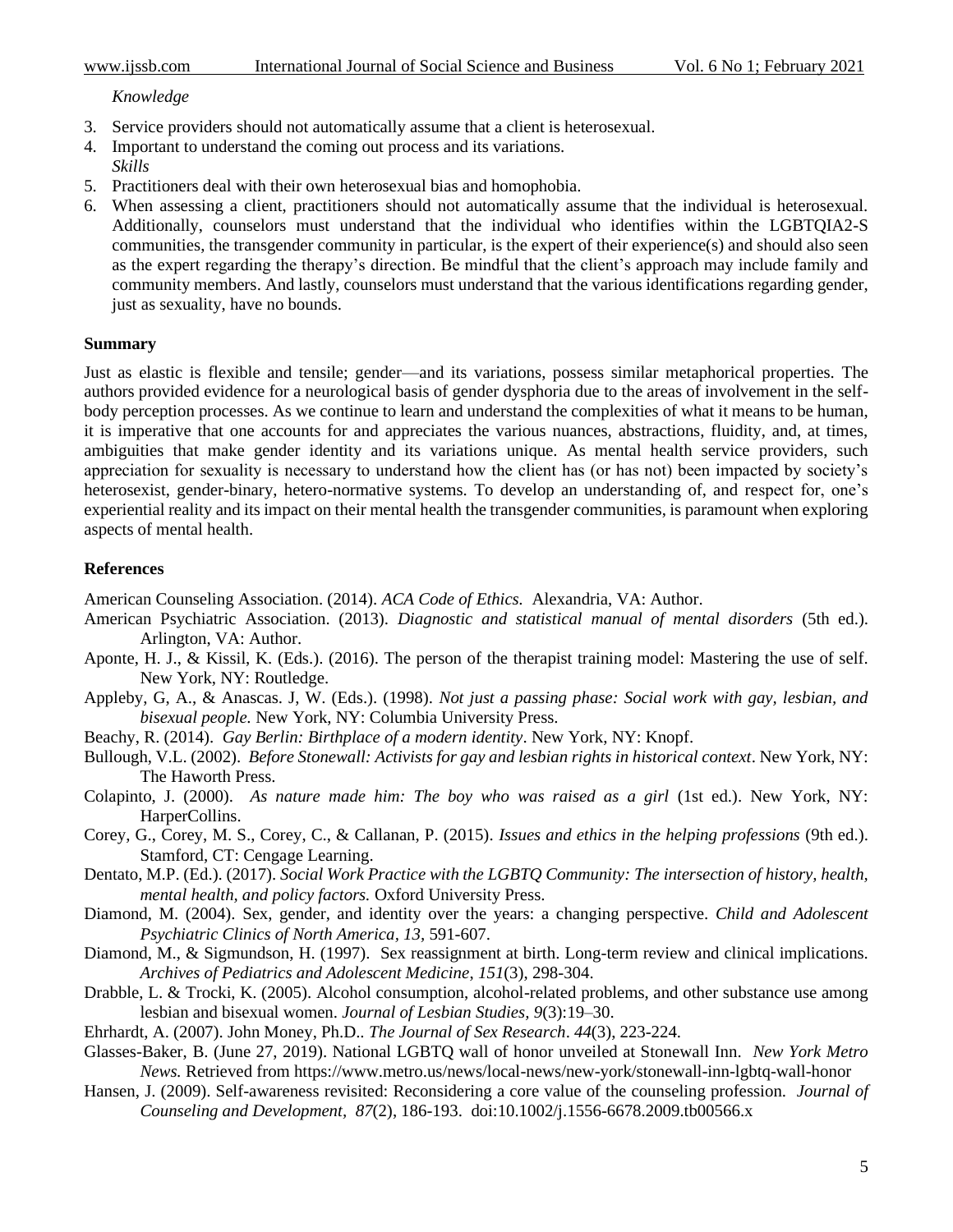*Knowledge*

3. Service providers should not automatically assume that a client is heterosexual.
4. Important to understand the coming out process and its variations.

*Skills*

5. Practitioners deal with their own heterosexual bias and homophobia.
6. When assessing a client, practitioners should not automatically assume that the individual is heterosexual. Additionally, counselors must understand that the individual who identifies within the LGBTQIA2-S communities, the transgender community in particular, is the expert of their experience(s) and should also seen as the expert regarding the therapy's direction. Be mindful that the client's approach may include family and community members. And lastly, counselors must understand that the various identifications regarding gender, just as sexuality, have no bounds.

## Summary

Just as elastic is flexible and tensile; gender—and its variations, possess similar metaphorical properties. The authors provided evidence for a neurological basis of gender dysphoria due to the areas of involvement in the self-body perception processes. As we continue to learn and understand the complexities of what it means to be human, it is imperative that one accounts for and appreciates the various nuances, abstractions, fluidity, and, at times, ambiguities that make gender identity and its variations unique. As mental health service providers, such appreciation for sexuality is necessary to understand how the client has (or has not) been impacted by society's heterosexist, gender-binary, hetero-normative systems. To develop an understanding of, and respect for, one's experiential reality and its impact on their mental health the transgender communities, is paramount when exploring aspects of mental health.

## References

American Counseling Association. (2014). *ACA Code of Ethics.* Alexandria, VA: Author.

American Psychiatric Association. (2013). *Diagnostic and statistical manual of mental disorders* (5th ed.). Arlington, VA: Author.

Aponte, H. J., & Kissil, K. (Eds.). (2016). The person of the therapist training model: Mastering the use of self. New York, NY: Routledge.

Appleby, G, A., & Anascas. J, W. (Eds.). (1998). *Not just a passing phase: Social work with gay, lesbian, and bisexual people.* New York, NY: Columbia University Press.

Beachy, R. (2014). *Gay Berlin: Birthplace of a modern identity*. New York, NY: Knopf.

Bullough, V.L. (2002). *Before Stonewall: Activists for gay and lesbian rights in historical context*. New York, NY: The Haworth Press.

Colapinto, J. (2000). *As nature made him: The boy who was raised as a girl* (1st ed.). New York, NY: HarperCollins.

Corey, G., Corey, M. S., Corey, C., & Callanan, P. (2015). *Issues and ethics in the helping professions* (9th ed.). Stamford, CT: Cengage Learning.

Dentato, M.P. (Ed.). (2017). *Social Work Practice with the LGBTQ Community: The intersection of history, health, mental health, and policy factors.* Oxford University Press.

Diamond, M. (2004). Sex, gender, and identity over the years: a changing perspective. *Child and Adolescent Psychiatric Clinics of North America*, *13*, 591-607.

Diamond, M., & Sigmundson, H. (1997). Sex reassignment at birth. Long-term review and clinical implications. *Archives of Pediatrics and Adolescent Medicine*, *151*(3), 298-304.

Drabble, L. & Trocki, K. (2005). Alcohol consumption, alcohol-related problems, and other substance use among lesbian and bisexual women. *Journal of Lesbian Studies*, *9*(3):19–30.

Ehrhardt, A. (2007). John Money, Ph.D.. *The Journal of Sex Research*. *44*(3), 223-224.

Glasses-Baker, B. (June 27, 2019). National LGBTQ wall of honor unveiled at Stonewall Inn. *New York Metro News.* Retrieved from https://www.metro.us/news/local-news/new-york/stonewall-inn-lgbtq-wall-honor

Hansen, J. (2009). Self-awareness revisited: Reconsidering a core value of the counseling profession. *Journal of Counseling and Development*, *87*(2), 186-193. doi:10.1002/j.1556-6678.2009.tb00566.x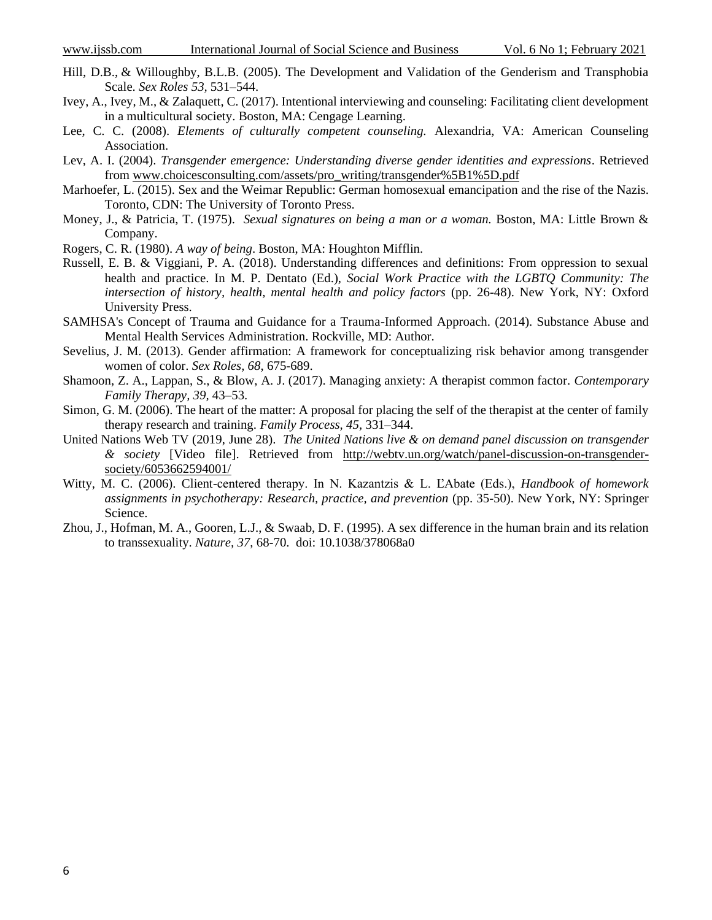Hill, D.B., & Willoughby, B.L.B. (2005). The Development and Validation of the Genderism and Transphobia Scale. *Sex Roles 53*, 531–544.

Ivey, A., Ivey, M., & Zalaquett, C. (2017). Intentional interviewing and counseling: Facilitating client development in a multicultural society. Boston, MA: Cengage Learning.

Lee, C. C. (2008). *Elements of culturally competent counseling.* Alexandria, VA: American Counseling Association.

Lev, A. I. (2004). *Transgender emergence: Understanding diverse gender identities and expressions*. Retrieved from www.choicesconsulting.com/assets/pro_writing/transgender%5B1%5D.pdf

Marhoefer, L. (2015). Sex and the Weimar Republic: German homosexual emancipation and the rise of the Nazis. Toronto, CDN: The University of Toronto Press.

Money, J., & Patricia, T. (1975). *Sexual signatures on being a man or a woman.* Boston, MA: Little Brown & Company.

Rogers, C. R. (1980). *A way of being*. Boston, MA: Houghton Mifflin.

Russell, E. B. & Viggiani, P. A. (2018). Understanding differences and definitions: From oppression to sexual health and practice. In M. P. Dentato (Ed.), *Social Work Practice with the LGBTQ Community: The intersection of history, health, mental health and policy factors* (pp. 26-48). New York, NY: Oxford University Press.

SAMHSA's Concept of Trauma and Guidance for a Trauma-Informed Approach. (2014). Substance Abuse and Mental Health Services Administration. Rockville, MD: Author.

Sevelius, J. M. (2013). Gender affirmation: A framework for conceptualizing risk behavior among transgender women of color. *Sex Roles, 68*, 675-689.

Shamoon, Z. A., Lappan, S., & Blow, A. J. (2017). Managing anxiety: A therapist common factor. *Contemporary Family Therapy, 39*, 43–53.

Simon, G. M. (2006). The heart of the matter: A proposal for placing the self of the therapist at the center of family therapy research and training. *Family Process, 45*, 331–344.

United Nations Web TV (2019, June 28). *The United Nations live & on demand panel discussion on transgender & society* [Video file]. Retrieved from http://webtv.un.org/watch/panel-discussion-on-transgender-society/6053662594001/

Witty, M. C. (2006). Client-centered therapy. In N. Kazantzis & L. L'Abate (Eds.), *Handbook of homework assignments in psychotherapy: Research, practice, and prevention* (pp. 35-50). New York, NY: Springer Science.

Zhou, J., Hofman, M. A., Gooren, L.J., & Swaab, D. F. (1995). A sex difference in the human brain and its relation to transsexuality. *Nature, 37*, 68-70. doi: 10.1038/378068a0